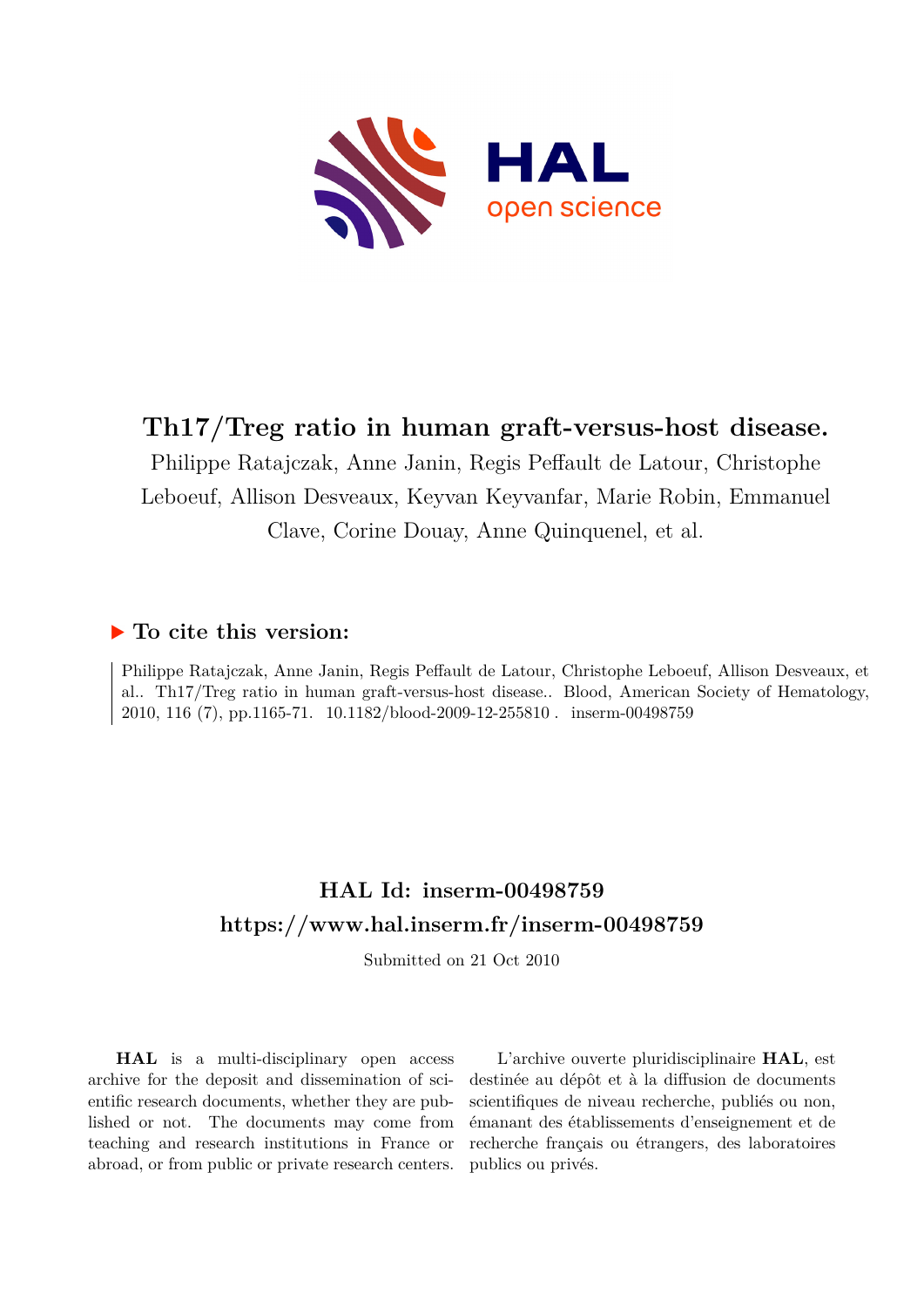# Th17/Treg ratio in human graft-versus-host disease.

Philippe Ratajczak, Anne Janin, Regis Peffault de Latour, Christophe Leboeuf, Allison Desveaux, Keyvan Keyvanfar, Marie Robin, Emmanuel Clave, Corine Douay, Anne Quinquenel, et al.

## ▶ To cite this version:

Philippe Ratajczak, Anne Janin, Regis Peffault de Latour, Christophe Leboeuf, Allison Desveaux, et al.. Th17/Treg ratio in human graft-versus-host disease.. Blood, American Society of Hematology, 2010, 116 (7), pp.1165-71. 10.1182/blood-2009-12-255810 . inserm-00498759

## HAL Id: inserm-00498759
## https://www.hal.inserm.fr/inserm-00498759

Submitted on 21 Oct 2010

**HAL** is a multi-disciplinary open access archive for the deposit and dissemination of scientific research documents, whether they are published or not. The documents may come from teaching and research institutions in France or abroad, or from public or private research centers.

L'archive ouverte pluridisciplinaire **HAL**, est destinée au dépôt et à la diffusion de documents scientifiques de niveau recherche, publiés ou non, émanant des établissements d'enseignement et de recherche français ou étrangers, des laboratoires publics ou privés.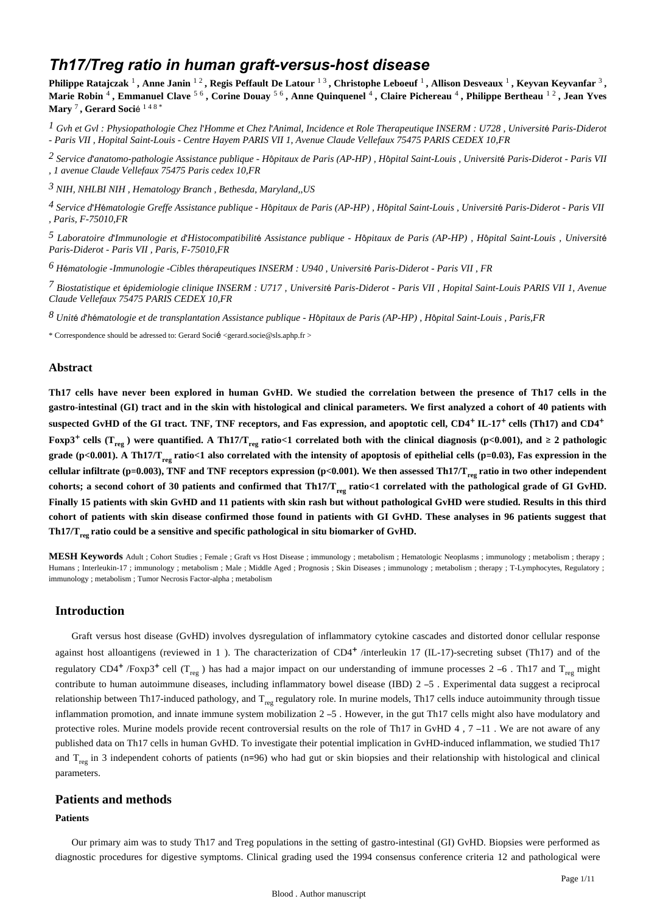# Th17/Treg ratio in human graft-versus-host disease

**Philippe Ratajczak** [1], **Anne Janin** [1 2], **Regis Peffault De Latour** [1 3], **Christophe Leboeuf** [1], **Allison Desveaux** [1], **Keyvan Keyvanfar** [3], **Marie Robin** [4], **Emmanuel Clave** [5 6], **Corine Douay** [5 6], **Anne Quinquenel** [4], **Claire Pichereau** [4], **Philippe Bertheau** [1 2], **Jean Yves Mary** [7], **Gerard Socié** [1 4 8 *]

[1] *Gvh et Gvl : Physiopathologie Chez l'Homme et Chez l'Animal, Incidence et Role Therapeutique INSERM : U728 , Université Paris-Diderot - Paris VII , Hopital Saint-Louis - Centre Hayem PARIS VII 1, Avenue Claude Vellefaux 75475 PARIS CEDEX 10,FR*

[2] *Service d'anatomo-pathologie Assistance publique - Hôpitaux de Paris (AP-HP) , Hôpital Saint-Louis , Université Paris-Diderot - Paris VII , 1 avenue Claude Vellefaux 75475 Paris cedex 10,FR*

[3] *NIH, NHLBI NIH , Hematology Branch , Bethesda, Maryland,,US*

[4] *Service d'Hématologie Greffe Assistance publique - Hôpitaux de Paris (AP-HP) , Hôpital Saint-Louis , Université Paris-Diderot - Paris VII , Paris, F-75010,FR*

[5] *Laboratoire d'Immunologie et d'Histocompatibilité Assistance publique - Hôpitaux de Paris (AP-HP) , Hôpital Saint-Louis , Université Paris-Diderot - Paris VII , Paris, F-75010,FR*

[6] *Hématologie -Immunologie -Cibles thérapeutiques INSERM : U940 , Université Paris-Diderot - Paris VII , FR*

[7] *Biostatistique et épidemiologie clinique INSERM : U717 , Université Paris-Diderot - Paris VII , Hopital Saint-Louis PARIS VII 1, Avenue Claude Vellefaux 75475 PARIS CEDEX 10,FR*

[8] *Unité d'hématologie et de transplantation Assistance publique - Hôpitaux de Paris (AP-HP) , Hôpital Saint-Louis , Paris,FR*

\* Correspondence should be adressed to: Gerard Socié <gerard.socie@sls.aphp.fr >

## Abstract

**Th17 cells have never been explored in human GvHD. We studied the correlation between the presence of Th17 cells in the gastro-intestinal (GI) tract and in the skin with histological and clinical parameters. We first analyzed a cohort of 40 patients with suspected GvHD of the GI tract. TNF, TNF receptors, and Fas expression, and apoptotic cell, $CD4^{+}$ IL-$17^{+}$ cells (Th17) and $CD4^{+}$ Foxp$3^{+}$ cells ($T_{reg}$ ) were quantified. A Th17/$T_{reg}$ ratio<1 correlated both with the clinical diagnosis ($p<0.001$), and ≥ 2 pathologic grade ($p<0.001$). A Th17/$T_{reg}$ ratio<1 also correlated with the intensity of apoptosis of epithelial cells ($p=0.03$), Fas expression in the cellular infiltrate ($p=0.003$), TNF and TNF receptors expression ($p<0.001$). We then assessed Th17/$T_{reg}$ ratio in two other independent cohorts; a second cohort of 30 patients and confirmed that Th17/$T_{reg}$ ratio<1 correlated with the pathological grade of GI GvHD. Finally 15 patients with skin GvHD and 11 patients with skin rash but without pathological GvHD were studied. Results in this third cohort of patients with skin disease confirmed those found in patients with GI GvHD. These analyses in 96 patients suggest that Th17/$T_{reg}$ ratio could be a sensitive and specific pathological in situ biomarker of GvHD.**

**MESH Keywords** Adult ; Cohort Studies ; Female ; Graft vs Host Disease ; immunology ; metabolism ; Hematologic Neoplasms ; immunology ; metabolism ; therapy ; Humans ; Interleukin-17 ; immunology ; metabolism ; Male ; Middle Aged ; Prognosis ; Skin Diseases ; immunology ; metabolism ; therapy ; T-Lymphocytes, Regulatory ; immunology ; metabolism ; Tumor Necrosis Factor-alpha ; metabolism

## Introduction

Graft versus host disease (GvHD) involves dysregulation of inflammatory cytokine cascades and distorted donor cellular response against host alloantigens (reviewed in 1 ). The characterization of $CD4^{+}$ /interleukin 17 (IL-17)-secreting subset (Th17) and of the regulatory $CD4^{+}$ /Foxp$3^{+}$ cell ($T_{reg}$ ) has had a major impact on our understanding of immune processes 2 –6 . Th17 and $T_{reg}$ might contribute to human autoimmune diseases, including inflammatory bowel disease (IBD) 2 –5 . Experimental data suggest a reciprocal relationship between Th17-induced pathology, and $T_{reg}$ regulatory role. In murine models, Th17 cells induce autoimmunity through tissue inflammation promotion, and innate immune system mobilization 2 –5 . However, in the gut Th17 cells might also have modulatory and protective roles. Murine models provide recent controversial results on the role of Th17 in GvHD 4 , 7 –11 . We are not aware of any published data on Th17 cells in human GvHD. To investigate their potential implication in GvHD-induced inflammation, we studied Th17 and $T_{reg}$ in 3 independent cohorts of patients (n=96) who had gut or skin biopsies and their relationship with histological and clinical parameters.

## Patients and methods

### Patients

Our primary aim was to study Th17 and Treg populations in the setting of gastro-intestinal (GI) GvHD. Biopsies were performed as diagnostic procedures for digestive symptoms. Clinical grading used the 1994 consensus conference criteria 12 and pathological were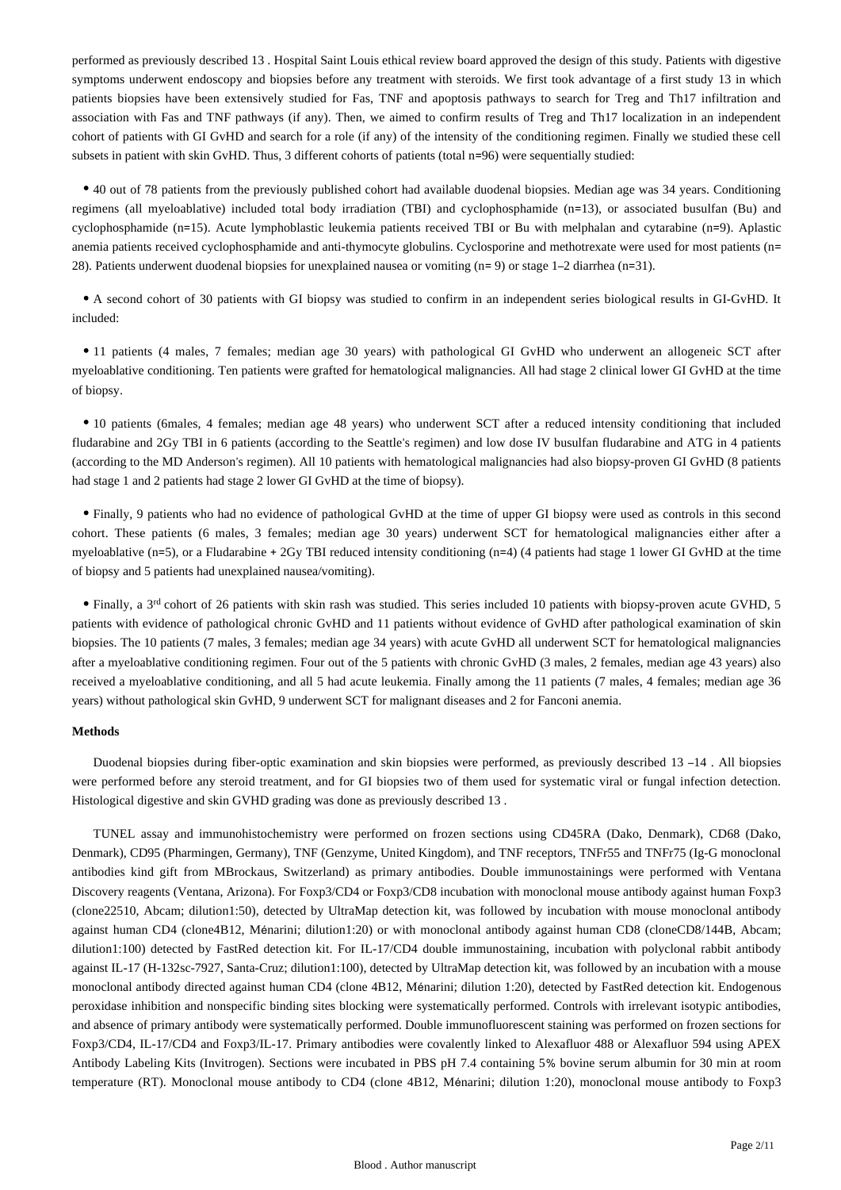performed as previously described 13 . Hospital Saint Louis ethical review board approved the design of this study. Patients with digestive symptoms underwent endoscopy and biopsies before any treatment with steroids. We first took advantage of a first study 13 in which patients biopsies have been extensively studied for Fas, TNF and apoptosis pathways to search for Treg and Th17 infiltration and association with Fas and TNF pathways (if any). Then, we aimed to confirm results of Treg and Th17 localization in an independent cohort of patients with GI GvHD and search for a role (if any) of the intensity of the conditioning regimen. Finally we studied these cell subsets in patient with skin GvHD. Thus, 3 different cohorts of patients (total n=96) were sequentially studied:

- 40 out of 78 patients from the previously published cohort had available duodenal biopsies. Median age was 34 years. Conditioning regimens (all myeloablative) included total body irradiation (TBI) and cyclophosphamide (n=13), or associated busulfan (Bu) and cyclophosphamide (n=15). Acute lymphoblastic leukemia patients received TBI or Bu with melphalan and cytarabine (n=9). Aplastic anemia patients received cyclophosphamide and anti-thymocyte globulins. Cyclosporine and methotrexate were used for most patients (n= 28). Patients underwent duodenal biopsies for unexplained nausea or vomiting (n= 9) or stage 1–2 diarrhea (n=31).

- A second cohort of 30 patients with GI biopsy was studied to confirm in an independent series biological results in GI-GvHD. It included:

- 11 patients (4 males, 7 females; median age 30 years) with pathological GI GvHD who underwent an allogeneic SCT after myeloablative conditioning. Ten patients were grafted for hematological malignancies. All had stage 2 clinical lower GI GvHD at the time of biopsy.

- 10 patients (6males, 4 females; median age 48 years) who underwent SCT after a reduced intensity conditioning that included fludarabine and 2Gy TBI in 6 patients (according to the Seattle's regimen) and low dose IV busulfan fludarabine and ATG in 4 patients (according to the MD Anderson's regimen). All 10 patients with hematological malignancies had also biopsy-proven GI GvHD (8 patients had stage 1 and 2 patients had stage 2 lower GI GvHD at the time of biopsy).

- Finally, 9 patients who had no evidence of pathological GvHD at the time of upper GI biopsy were used as controls in this second cohort. These patients (6 males, 3 females; median age 30 years) underwent SCT for hematological malignancies either after a myeloablative (n=5), or a Fludarabine + 2Gy TBI reduced intensity conditioning (n=4) (4 patients had stage 1 lower GI GvHD at the time of biopsy and 5 patients had unexplained nausea/vomiting).

- Finally, a 3rd cohort of 26 patients with skin rash was studied. This series included 10 patients with biopsy-proven acute GVHD, 5 patients with evidence of pathological chronic GvHD and 11 patients without evidence of GvHD after pathological examination of skin biopsies. The 10 patients (7 males, 3 females; median age 34 years) with acute GvHD all underwent SCT for hematological malignancies after a myeloablative conditioning regimen. Four out of the 5 patients with chronic GvHD (3 males, 2 females, median age 43 years) also received a myeloablative conditioning, and all 5 had acute leukemia. Finally among the 11 patients (7 males, 4 females; median age 36 years) without pathological skin GvHD, 9 underwent SCT for malignant diseases and 2 for Fanconi anemia.

**Methods**

Duodenal biopsies during fiber-optic examination and skin biopsies were performed, as previously described 13 –14 . All biopsies were performed before any steroid treatment, and for GI biopsies two of them used for systematic viral or fungal infection detection. Histological digestive and skin GVHD grading was done as previously described 13 .

TUNEL assay and immunohistochemistry were performed on frozen sections using CD45RA (Dako, Denmark), CD68 (Dako, Denmark), CD95 (Pharmingen, Germany), TNF (Genzyme, United Kingdom), and TNF receptors, TNFr55 and TNFr75 (Ig-G monoclonal antibodies kind gift from MBrockaus, Switzerland) as primary antibodies. Double immunostainings were performed with Ventana Discovery reagents (Ventana, Arizona). For Foxp3/CD4 or Foxp3/CD8 incubation with monoclonal mouse antibody against human Foxp3 (clone22510, Abcam; dilution1:50), detected by UltraMap detection kit, was followed by incubation with mouse monoclonal antibody against human CD4 (clone4B12, Ménarini; dilution1:20) or with monoclonal antibody against human CD8 (cloneCD8/144B, Abcam; dilution1:100) detected by FastRed detection kit. For IL-17/CD4 double immunostaining, incubation with polyclonal rabbit antibody against IL-17 (H-132sc-7927, Santa-Cruz; dilution1:100), detected by UltraMap detection kit, was followed by an incubation with a mouse monoclonal antibody directed against human CD4 (clone 4B12, Ménarini; dilution 1:20), detected by FastRed detection kit. Endogenous peroxidase inhibition and nonspecific binding sites blocking were systematically performed. Controls with irrelevant isotypic antibodies, and absence of primary antibody were systematically performed. Double immunofluorescent staining was performed on frozen sections for Foxp3/CD4, IL-17/CD4 and Foxp3/IL-17. Primary antibodies were covalently linked to Alexafluor 488 or Alexafluor 594 using APEX Antibody Labeling Kits (Invitrogen). Sections were incubated in PBS pH 7.4 containing 5% bovine serum albumin for 30 min at room temperature (RT). Monoclonal mouse antibody to CD4 (clone 4B12, Ménarini; dilution 1:20), monoclonal mouse antibody to Foxp3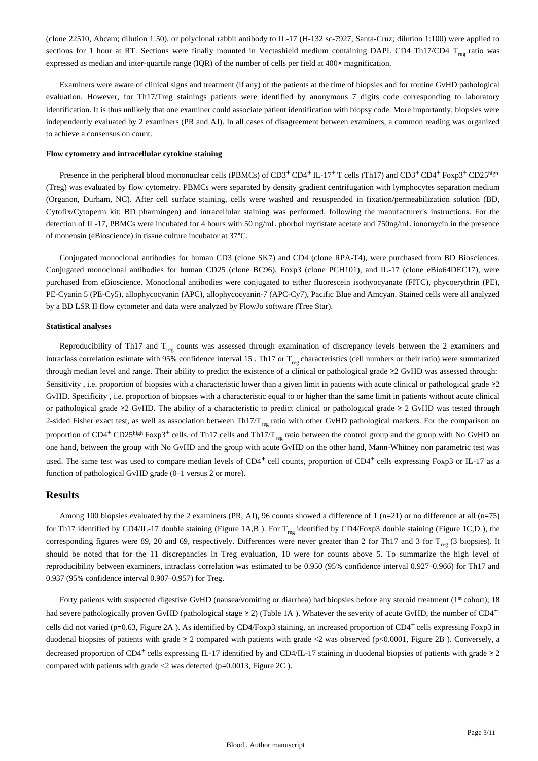(clone 22510, Abcam; dilution 1:50), or polyclonal rabbit antibody to IL-17 (H-132 sc-7927, Santa-Cruz; dilution 1:100) were applied to sections for 1 hour at RT. Sections were finally mounted in Vectashield medium containing DAPI. CD4 Th17/CD4 $T_{reg}$ ratio was expressed as median and inter-quartile range (IQR) of the number of cells per field at 400× magnification.

Examiners were aware of clinical signs and treatment (if any) of the patients at the time of biopsies and for routine GvHD pathological evaluation. However, for Th17/Treg stainings patients were identified by anonymous 7 digits code corresponding to laboratory identification. It is thus unlikely that one examiner could associate patient identification with biopsy code. More importantly, biopsies were independently evaluated by 2 examiners (PR and AJ). In all cases of disagreement between examiners, a common reading was organized to achieve a consensus on count.

**Flow cytometry and intracellular cytokine staining**

Presence in the peripheral blood mononuclear cells (PBMCs) of $CD3^{+}$ $CD4^{+}$ IL-$17^{+}$ T cells (Th17) and $CD3^{+}$ $CD4^{+}$ $Foxp3^{+}$ $CD25^{high}$ (Treg) was evaluated by flow cytometry. PBMCs were separated by density gradient centrifugation with lymphocytes separation medium (Organon, Durham, NC). After cell surface staining, cells were washed and resuspended in fixation/permeabilization solution (BD, Cytofix/Cytoperm kit; BD pharmingen) and intracellular staining was performed, following the manufacturer's instructions. For the detection of IL-17, PBMCs were incubated for 4 hours with 50 ng/mL phorbol myristate acetate and 750ng/mL ionomycin in the presence of monensin (eBioscience) in tissue culture incubator at 37°C.

Conjugated monoclonal antibodies for human CD3 (clone SK7) and CD4 (clone RPA-T4), were purchased from BD Biosciences. Conjugated monoclonal antibodies for human CD25 (clone BC96), Foxp3 (clone PCH101), and IL-17 (clone eBio64DEC17), were purchased from eBioscience. Monoclonal antibodies were conjugated to either fluorescein isothyocyanate (FITC), phycoerythrin (PE), PE-Cyanin 5 (PE-Cy5), allophycocyanin (APC), allophycocyanin-7 (APC-Cy7), Pacific Blue and Amcyan. Stained cells were all analyzed by a BD LSR II flow cytometer and data were analyzed by FlowJo software (Tree Star).

**Statistical analyses**

Reproducibility of Th17 and $T_{reg}$ counts was assessed through examination of discrepancy levels between the 2 examiners and intraclass correlation estimate with 95% confidence interval 15 . Th17 or $T_{reg}$ characteristics (cell numbers or their ratio) were summarized through median level and range. Their ability to predict the existence of a clinical or pathological grade ≥2 GvHD was assessed through: Sensitivity , i.e. proportion of biopsies with a characteristic lower than a given limit in patients with acute clinical or pathological grade ≥2 GvHD. Specificity , i.e. proportion of biopsies with a characteristic equal to or higher than the same limit in patients without acute clinical or pathological grade ≥2 GvHD. The ability of a characteristic to predict clinical or pathological grade ≥ 2 GvHD was tested through 2-sided Fisher exact test, as well as association between Th17/$T_{reg}$ ratio with other GvHD pathological markers. For the comparison on proportion of $CD4^{+}$ $CD25^{high}$ $Foxp3^{+}$ cells, of Th17 cells and Th17/$T_{reg}$ ratio between the control group and the group with No GvHD on one hand, between the group with No GvHD and the group with acute GvHD on the other hand, Mann-Whitney non parametric test was used. The same test was used to compare median levels of $CD4^{+}$ cell counts, proportion of $CD4^{+}$ cells expressing Foxp3 or IL-17 as a function of pathological GvHD grade (0–1 versus 2 or more).

## Results

Among 100 biopsies evaluated by the 2 examiners (PR, AJ), 96 counts showed a difference of 1 (n=21) or no difference at all (n=75) for Th17 identified by CD4/IL-17 double staining (Figure 1A,B ). For $T_{reg}$ identified by CD4/Foxp3 double staining (Figure 1C,D ), the corresponding figures were 89, 20 and 69, respectively. Differences were never greater than 2 for Th17 and 3 for $T_{reg}$ (3 biopsies). It should be noted that for the 11 discrepancies in Treg evaluation, 10 were for counts above 5. To summarize the high level of reproducibility between examiners, intraclass correlation was estimated to be 0.950 (95% confidence interval 0.927–0.966) for Th17 and 0.937 (95% confidence interval 0.907–0.957) for Treg.

Forty patients with suspected digestive GvHD (nausea/vomiting or diarrhea) had biopsies before any steroid treatment (1st cohort); 18 had severe pathologically proven GvHD (pathological stage ≥ 2) (Table 1A ). Whatever the severity of acute GvHD, the number of $CD4^{+}$ cells did not varied (p=0.63, Figure 2A ). As identified by CD4/Foxp3 staining, an increased proportion of $CD4^{+}$ cells expressing Foxp3 in duodenal biopsies of patients with grade ≥ 2 compared with patients with grade <2 was observed (p<0.0001, Figure 2B ). Conversely, a decreased proportion of $CD4^{+}$ cells expressing IL-17 identified by and CD4/IL-17 staining in duodenal biopsies of patients with grade ≥ 2 compared with patients with grade <2 was detected (p=0.0013, Figure 2C ).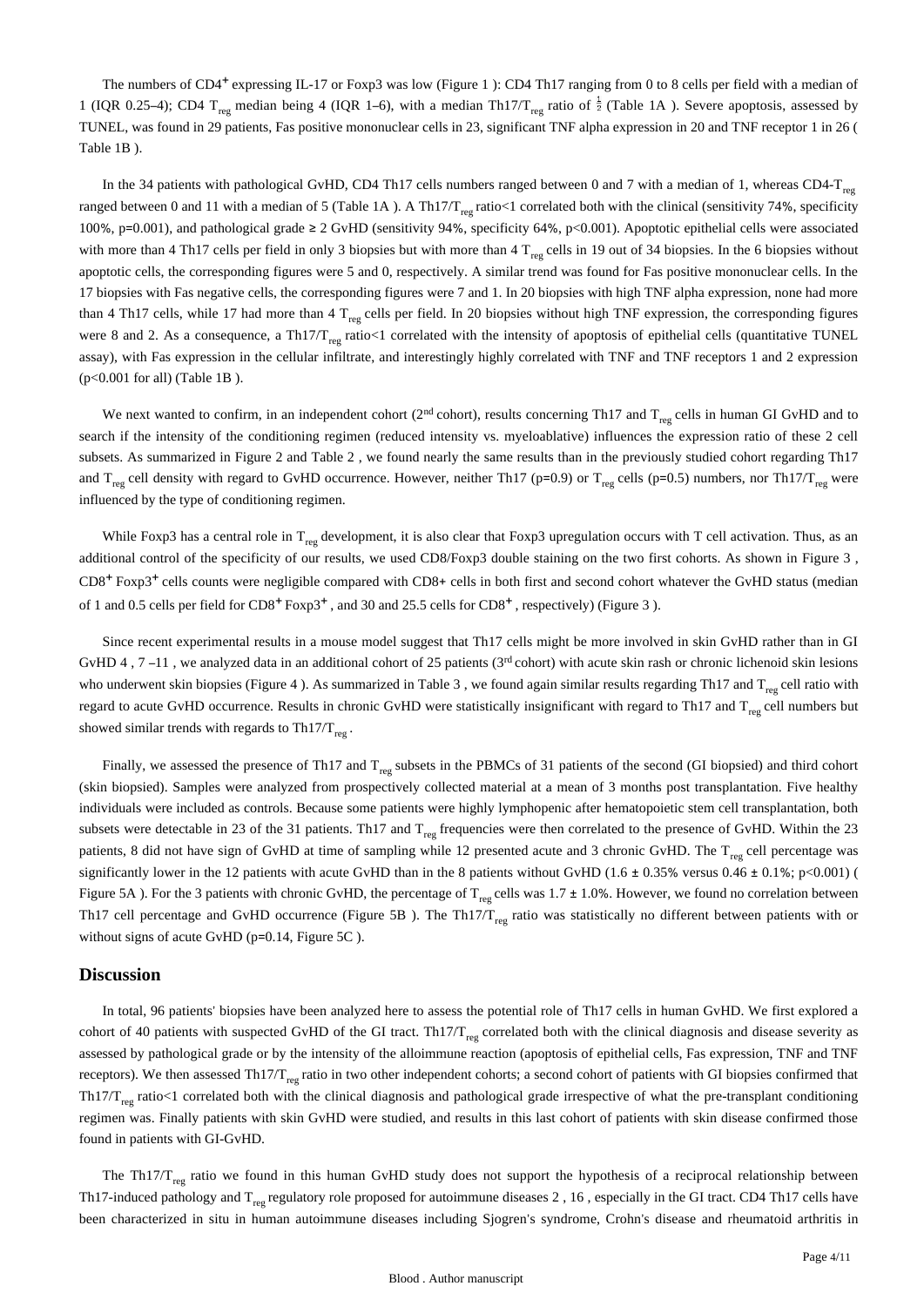The numbers of $CD4^+$ expressing IL-17 or Foxp3 was low (Figure 1 ): CD4 Th17 ranging from 0 to 8 cells per field with a median of 1 (IQR 0.25–4); CD4 $T_{reg}$ median being 4 (IQR 1–6), with a median Th17/$T_{reg}$ ratio of $\frac{1}{2}$ (Table 1A ). Severe apoptosis, assessed by TUNEL, was found in 29 patients, Fas positive mononuclear cells in 23, significant TNF alpha expression in 20 and TNF receptor 1 in 26 ( Table 1B ).

In the 34 patients with pathological GvHD, CD4 Th17 cells numbers ranged between 0 and 7 with a median of 1, whereas CD4-$T_{reg}$ ranged between 0 and 11 with a median of 5 (Table 1A ). A Th17/$T_{reg}$ ratio<1 correlated both with the clinical (sensitivity 74%, specificity 100%, p=0.001), and pathological grade ≥ 2 GvHD (sensitivity 94%, specificity 64%, p<0.001). Apoptotic epithelial cells were associated with more than 4 Th17 cells per field in only 3 biopsies but with more than 4 $T_{reg}$ cells in 19 out of 34 biopsies. In the 6 biopsies without apoptotic cells, the corresponding figures were 5 and 0, respectively. A similar trend was found for Fas positive mononuclear cells. In the 17 biopsies with Fas negative cells, the corresponding figures were 7 and 1. In 20 biopsies with high TNF alpha expression, none had more than 4 Th17 cells, while 17 had more than 4 $T_{reg}$ cells per field. In 20 biopsies without high TNF expression, the corresponding figures were 8 and 2. As a consequence, a Th17/$T_{reg}$ ratio<1 correlated with the intensity of apoptosis of epithelial cells (quantitative TUNEL assay), with Fas expression in the cellular infiltrate, and interestingly highly correlated with TNF and TNF receptors 1 and 2 expression (p<0.001 for all) (Table 1B ).

We next wanted to confirm, in an independent cohort (2nd cohort), results concerning Th17 and $T_{reg}$ cells in human GI GvHD and to search if the intensity of the conditioning regimen (reduced intensity vs. myeloablative) influences the expression ratio of these 2 cell subsets. As summarized in Figure 2 and Table 2 , we found nearly the same results than in the previously studied cohort regarding Th17 and $T_{reg}$ cell density with regard to GvHD occurrence. However, neither Th17 (p=0.9) or $T_{reg}$ cells (p=0.5) numbers, nor Th17/$T_{reg}$ were influenced by the type of conditioning regimen.

While Foxp3 has a central role in $T_{reg}$ development, it is also clear that Foxp3 upregulation occurs with T cell activation. Thus, as an additional control of the specificity of our results, we used CD8/Foxp3 double staining on the two first cohorts. As shown in Figure 3 , $CD8^+$ $Foxp3^+$ cells counts were negligible compared with CD8+ cells in both first and second cohort whatever the GvHD status (median of 1 and 0.5 cells per field for $CD8^+$ $Foxp3^+$ , and 30 and 25.5 cells for $CD8^+$ , respectively) (Figure 3 ).

Since recent experimental results in a mouse model suggest that Th17 cells might be more involved in skin GvHD rather than in GI GvHD 4 , 7 –11 , we analyzed data in an additional cohort of 25 patients (3rd cohort) with acute skin rash or chronic lichenoid skin lesions who underwent skin biopsies (Figure 4 ). As summarized in Table 3 , we found again similar results regarding Th17 and $T_{reg}$ cell ratio with regard to acute GvHD occurrence. Results in chronic GvHD were statistically insignificant with regard to Th17 and $T_{reg}$ cell numbers but showed similar trends with regards to Th17/$T_{reg}$ .

Finally, we assessed the presence of Th17 and $T_{reg}$ subsets in the PBMCs of 31 patients of the second (GI biopsied) and third cohort (skin biopsied). Samples were analyzed from prospectively collected material at a mean of 3 months post transplantation. Five healthy individuals were included as controls. Because some patients were highly lymphopenic after hematopoietic stem cell transplantation, both subsets were detectable in 23 of the 31 patients. Th17 and $T_{reg}$ frequencies were then correlated to the presence of GvHD. Within the 23 patients, 8 did not have sign of GvHD at time of sampling while 12 presented acute and 3 chronic GvHD. The $T_{reg}$ cell percentage was significantly lower in the 12 patients with acute GvHD than in the 8 patients without GvHD (1.6 ± 0.35% versus 0.46 ± 0.1%; p<0.001) ( Figure 5A ). For the 3 patients with chronic GvHD, the percentage of $T_{reg}$ cells was 1.7 ± 1.0%. However, we found no correlation between Th17 cell percentage and GvHD occurrence (Figure 5B ). The Th17/$T_{reg}$ ratio was statistically no different between patients with or without signs of acute GvHD (p=0.14, Figure 5C ).

## Discussion

In total, 96 patients' biopsies have been analyzed here to assess the potential role of Th17 cells in human GvHD. We first explored a cohort of 40 patients with suspected GvHD of the GI tract. Th17/$T_{reg}$ correlated both with the clinical diagnosis and disease severity as assessed by pathological grade or by the intensity of the alloimmune reaction (apoptosis of epithelial cells, Fas expression, TNF and TNF receptors). We then assessed Th17/$T_{reg}$ ratio in two other independent cohorts; a second cohort of patients with GI biopsies confirmed that Th17/$T_{reg}$ ratio<1 correlated both with the clinical diagnosis and pathological grade irrespective of what the pre-transplant conditioning regimen was. Finally patients with skin GvHD were studied, and results in this last cohort of patients with skin disease confirmed those found in patients with GI-GvHD.

The Th17/$T_{reg}$ ratio we found in this human GvHD study does not support the hypothesis of a reciprocal relationship between Th17-induced pathology and $T_{reg}$ regulatory role proposed for autoimmune diseases 2 , 16 , especially in the GI tract. CD4 Th17 cells have been characterized in situ in human autoimmune diseases including Sjogren's syndrome, Crohn's disease and rheumatoid arthritis in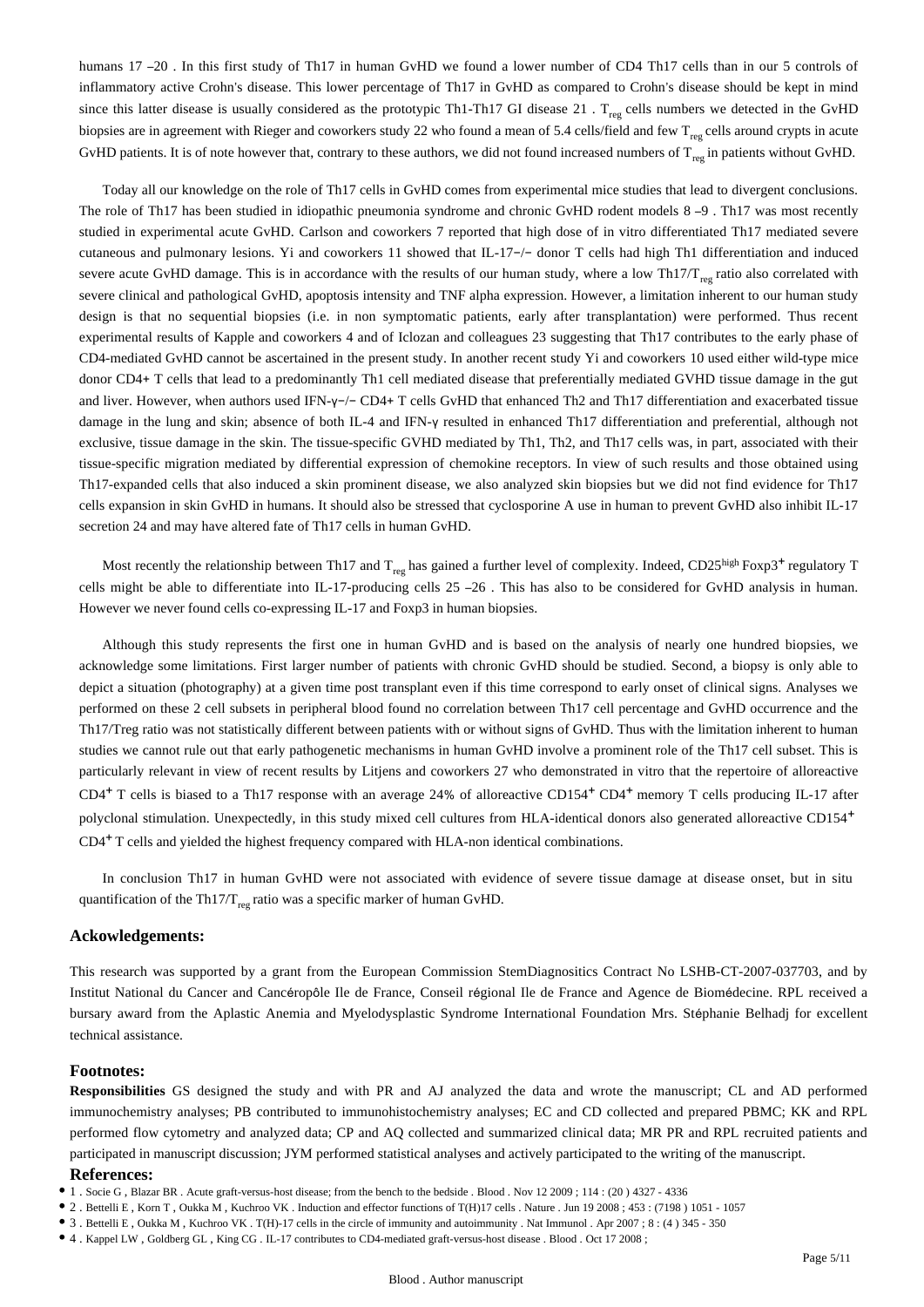humans 17 –20 . In this first study of Th17 in human GvHD we found a lower number of CD4 Th17 cells than in our 5 controls of inflammatory active Crohn's disease. This lower percentage of Th17 in GvHD as compared to Crohn's disease should be kept in mind since this latter disease is usually considered as the prototypic Th1-Th17 GI disease 21 . $T_{reg}$ cells numbers we detected in the GvHD biopsies are in agreement with Rieger and coworkers study 22 who found a mean of 5.4 cells/field and few $T_{reg}$ cells around crypts in acute GvHD patients. It is of note however that, contrary to these authors, we did not found increased numbers of $T_{reg}$ in patients without GvHD.

Today all our knowledge on the role of Th17 cells in GvHD comes from experimental mice studies that lead to divergent conclusions. The role of Th17 has been studied in idiopathic pneumonia syndrome and chronic GvHD rodent models 8 –9 . Th17 was most recently studied in experimental acute GvHD. Carlson and coworkers 7 reported that high dose of in vitro differentiated Th17 mediated severe cutaneous and pulmonary lesions. Yi and coworkers 11 showed that IL-17−/− donor T cells had high Th1 differentiation and induced severe acute GvHD damage. This is in accordance with the results of our human study, where a low Th17/$T_{reg}$ ratio also correlated with severe clinical and pathological GvHD, apoptosis intensity and TNF alpha expression. However, a limitation inherent to our human study design is that no sequential biopsies (i.e. in non symptomatic patients, early after transplantation) were performed. Thus recent experimental results of Kapple and coworkers 4 and of Iclozan and colleagues 23 suggesting that Th17 contributes to the early phase of CD4-mediated GvHD cannot be ascertained in the present study. In another recent study Yi and coworkers 10 used either wild-type mice donor CD4+ T cells that lead to a predominantly Th1 cell mediated disease that preferentially mediated GVHD tissue damage in the gut and liver. However, when authors used IFN-γ−/− CD4+ T cells GvHD that enhanced Th2 and Th17 differentiation and exacerbated tissue damage in the lung and skin; absence of both IL-4 and IFN-γ resulted in enhanced Th17 differentiation and preferential, although not exclusive, tissue damage in the skin. The tissue-specific GVHD mediated by Th1, Th2, and Th17 cells was, in part, associated with their tissue-specific migration mediated by differential expression of chemokine receptors. In view of such results and those obtained using Th17-expanded cells that also induced a skin prominent disease, we also analyzed skin biopsies but we did not find evidence for Th17 cells expansion in skin GvHD in humans. It should also be stressed that cyclosporine A use in human to prevent GvHD also inhibit IL-17 secretion 24 and may have altered fate of Th17 cells in human GvHD.

Most recently the relationship between Th17 and $T_{reg}$ has gained a further level of complexity. Indeed, $CD25^{high}$ $Foxp3^{+}$ regulatory T cells might be able to differentiate into IL-17-producing cells 25 –26 . This has also to be considered for GvHD analysis in human. However we never found cells co-expressing IL-17 and Foxp3 in human biopsies.

Although this study represents the first one in human GvHD and is based on the analysis of nearly one hundred biopsies, we acknowledge some limitations. First larger number of patients with chronic GvHD should be studied. Second, a biopsy is only able to depict a situation (photography) at a given time post transplant even if this time correspond to early onset of clinical signs. Analyses we performed on these 2 cell subsets in peripheral blood found no correlation between Th17 cell percentage and GvHD occurrence and the Th17/Treg ratio was not statistically different between patients with or without signs of GvHD. Thus with the limitation inherent to human studies we cannot rule out that early pathogenetic mechanisms in human GvHD involve a prominent role of the Th17 cell subset. This is particularly relevant in view of recent results by Litjens and coworkers 27 who demonstrated in vitro that the repertoire of alloreactive $CD4^{+}$ T cells is biased to a Th17 response with an average 24% of alloreactive $CD154^{+}$ $CD4^{+}$ memory T cells producing IL-17 after polyclonal stimulation. Unexpectedly, in this study mixed cell cultures from HLA-identical donors also generated alloreactive $CD154^{+}$ $CD4^{+}$ T cells and yielded the highest frequency compared with HLA-non identical combinations.

In conclusion Th17 in human GvHD were not associated with evidence of severe tissue damage at disease onset, but in situ quantification of the Th17/$T_{reg}$ ratio was a specific marker of human GvHD.

### Ackowledgements:

This research was supported by a grant from the European Commission StemDiagnositics Contract No LSHB-CT-2007-037703, and by Institut National du Cancer and Cancéropôle Ile de France, Conseil régional Ile de France and Agence de Biomédecine. RPL received a bursary award from the Aplastic Anemia and Myelodysplastic Syndrome International Foundation Mrs. Stéphanie Belhadj for excellent technical assistance.

### Footnotes:

**Responsibilities** GS designed the study and with PR and AJ analyzed the data and wrote the manuscript; CL and AD performed immunochemistry analyses; PB contributed to immunohistochemistry analyses; EC and CD collected and prepared PBMC; KK and RPL performed flow cytometry and analyzed data; CP and AQ collected and summarized clinical data; MR PR and RPL recruited patients and participated in manuscript discussion; JYM performed statistical analyses and actively participated to the writing of the manuscript.

### References:

- 1 . Socie G , Blazar BR . Acute graft-versus-host disease; from the bench to the bedside . Blood . Nov 12 2009 ; 114 : (20 ) 4327 - 4336
- 2 . Bettelli E , Korn T , Oukka M , Kuchroo VK . Induction and effector functions of T(H)17 cells . Nature . Jun 19 2008 ; 453 : (7198 ) 1051 - 1057
- 3 . Bettelli E , Oukka M , Kuchroo VK . T(H)-17 cells in the circle of immunity and autoimmunity . Nat Immunol . Apr 2007 ; 8 : (4 ) 345 - 350
- 4 . Kappel LW , Goldberg GL , King CG . IL-17 contributes to CD4-mediated graft-versus-host disease . Blood . Oct 17 2008 ;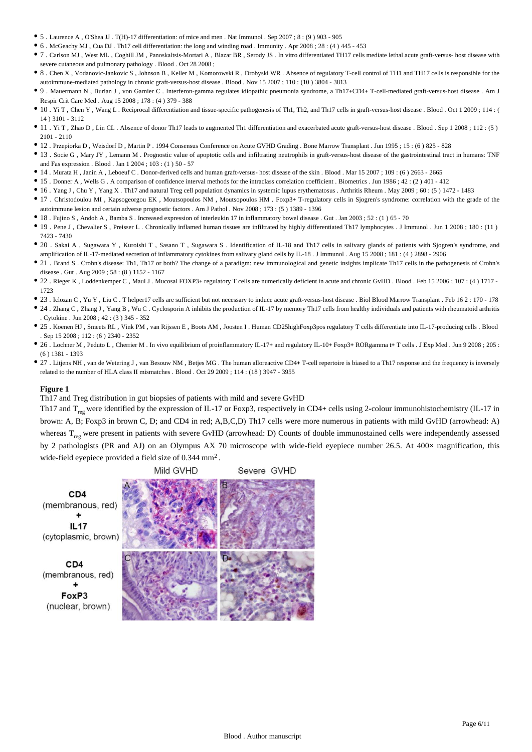- 5 . Laurence A , O'Shea JJ . T(H)-17 differentiation: of mice and men . Nat Immunol . Sep 2007 ; 8 : (9 ) 903 - 905
- 6 . McGeachy MJ , Cua DJ . Th17 cell differentiation: the long and winding road . Immunity . Apr 2008 ; 28 : (4 ) 445 - 453
- 7 . Carlson MJ , West ML , Coghill JM , Panoskaltsis-Mortari A , Blazar BR , Serody JS . In vitro differentiated TH17 cells mediate lethal acute graft-versus- host disease with severe cutaneous and pulmonary pathology . Blood . Oct 28 2008 ;
- 8 . Chen X , Vodanovic-Jankovic S , Johnson B , Keller M , Komorowski R , Drobyski WR . Absence of regulatory T-cell control of TH1 and TH17 cells is responsible for the autoimmune-mediated pathology in chronic graft-versus-host disease . Blood . Nov 15 2007 ; 110 : (10 ) 3804 - 3813
- 9 . Mauermann N , Burian J , von Garnier C . Interferon-gamma regulates idiopathic pneumonia syndrome, a Th17+CD4+ T-cell-mediated graft-versus-host disease . Am J Respir Crit Care Med . Aug 15 2008 ; 178 : (4 ) 379 - 388
- 10 . Yi T , Chen Y , Wang L . Reciprocal differentiation and tissue-specific pathogenesis of Th1, Th2, and Th17 cells in graft-versus-host disease . Blood . Oct 1 2009 ; 114 : ( 14 ) 3101 - 3112
- 11 . Yi T , Zhao D , Lin CL . Absence of donor Th17 leads to augmented Th1 differentiation and exacerbated acute graft-versus-host disease . Blood . Sep 1 2008 ; 112 : (5 ) 2101 - 2110
- 12 . Przepiorka D , Weisdorf D , Martin P . 1994 Consensus Conference on Acute GVHD Grading . Bone Marrow Transplant . Jun 1995 ; 15 : (6 ) 825 - 828
- 13 . Socie G , Mary JY , Lemann M . Prognostic value of apoptotic cells and infiltrating neutrophils in graft-versus-host disease of the gastrointestinal tract in humans: TNF and Fas expression . Blood . Jan 1 2004 ; 103 : (1 ) 50 - 57
- 14 . Murata H , Janin A , Leboeuf C . Donor-derived cells and human graft-versus- host disease of the skin . Blood . Mar 15 2007 ; 109 : (6 ) 2663 - 2665
- 15 . Donner A , Wells G . A comparison of confidence interval methods for the intraclass correlation coefficient . Biometrics . Jun 1986 ; 42 : (2 ) 401 - 412
- 16 . Yang J , Chu Y , Yang X . Th17 and natural Treg cell population dynamics in systemic lupus erythematosus . Arthritis Rheum . May 2009 ; 60 : (5 ) 1472 - 1483
- 17 . Christodoulou MI , Kapsogeorgou EK , Moutsopoulos NM , Moutsopoulos HM . Foxp3+ T-regulatory cells in Sjogren's syndrome: correlation with the grade of the autoimmune lesion and certain adverse prognostic factors . Am J Pathol . Nov 2008 ; 173 : (5 ) 1389 - 1396
- 18 . Fujino S , Andoh A , Bamba S . Increased expression of interleukin 17 in inflammatory bowel disease . Gut . Jan 2003 ; 52 : (1 ) 65 - 70
- 19 . Pene J , Chevalier S , Preisser L . Chronically inflamed human tissues are infiltrated by highly differentiated Th17 lymphocytes . J Immunol . Jun 1 2008 ; 180 : (11 ) 7423 - 7430
- 20 . Sakai A , Sugawara Y , Kuroishi T , Sasano T , Sugawara S . Identification of IL-18 and Th17 cells in salivary glands of patients with Sjogren's syndrome, and amplification of IL-17-mediated secretion of inflammatory cytokines from salivary gland cells by IL-18 . J Immunol . Aug 15 2008 ; 181 : (4 ) 2898 - 2906
- 21 . Brand S . Crohn's disease: Th1, Th17 or both? The change of a paradigm: new immunological and genetic insights implicate Th17 cells in the pathogenesis of Crohn's disease . Gut . Aug 2009 ; 58 : (8 ) 1152 - 1167
- 22 . Rieger K , Loddenkemper C , Maul J . Mucosal FOXP3+ regulatory T cells are numerically deficient in acute and chronic GvHD . Blood . Feb 15 2006 ; 107 : (4 ) 1717 - 1723
- 23 . Iclozan C , Yu Y , Liu C . T helper17 cells are sufficient but not necessary to induce acute graft-versus-host disease . Biol Blood Marrow Transplant . Feb 16 2 : 170 - 178
- 24 . Zhang C , Zhang J , Yang B , Wu C . Cyclosporin A inhibits the production of IL-17 by memory Th17 cells from healthy individuals and patients with rheumatoid arthritis . Cytokine . Jun 2008 ; 42 : (3 ) 345 - 352
- 25 . Koenen HJ , Smeets RL , Vink PM , van Rijssen E , Boots AM , Joosten I . Human CD25highFoxp3pos regulatory T cells differentiate into IL-17-producing cells . Blood . Sep 15 2008 ; 112 : (6 ) 2340 - 2352
- 26 . Lochner M , Peduto L , Cherrier M . In vivo equilibrium of proinflammatory IL-17+ and regulatory IL-10+ Foxp3+ RORgamma t+ T cells . J Exp Med . Jun 9 2008 ; 205 : (6 ) 1381 - 1393
- 27 . Litjens NH , van de Wetering J , van Besouw NM , Betjes MG . The human alloreactive CD4+ T-cell repertoire is biased to a Th17 response and the frequency is inversely related to the number of HLA class II mismatches . Blood . Oct 29 2009 ; 114 : (18 ) 3947 - 3955

**Figure 1**

Th17 and Treg distribution in gut biopsies of patients with mild and severe GvHD

Th17 and $T_{reg}$ were identified by the expression of IL-17 or Foxp3, respectively in CD4+ cells using 2-colour immunohistochemistry (IL-17 in brown: A, B; Foxp3 in brown C, D; and CD4 in red; A,B,C,D) Th17 cells were more numerous in patients with mild GvHD (arrowhead: A) whereas $T_{reg}$ were present in patients with severe GvHD (arrowhead: D) Counts of double immunostained cells were independently assessed by 2 pathologists (PR and AJ) on an Olympus AX 70 microscope with wide-field eyepiece number 26.5. At 400× magnification, this wide-field eyepiece provided a field size of 0.344 $mm^2$ .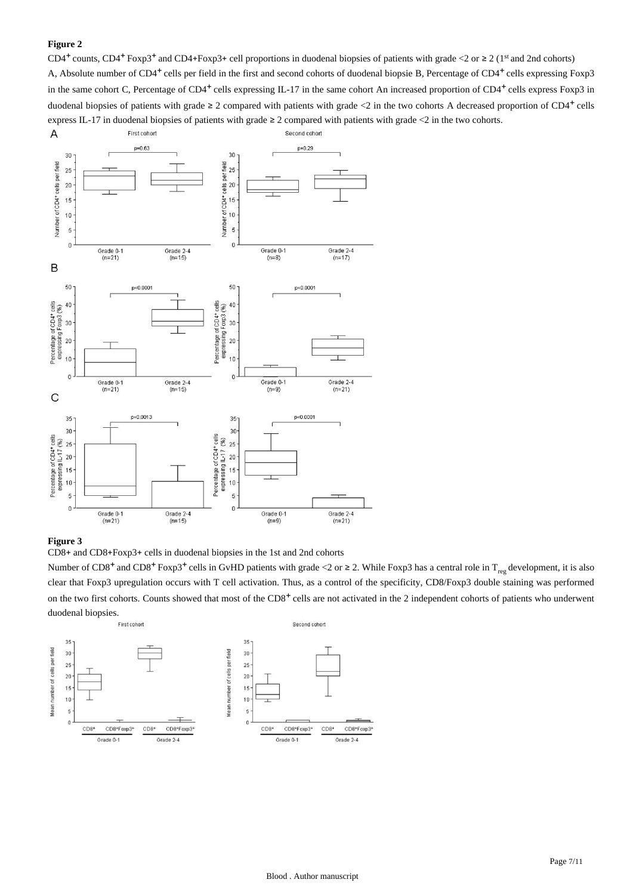**Figure 2**

$CD4^+$ counts, $CD4^+$ $Foxp3^+$ and CD4+Foxp3+ cell proportions in duodenal biopsies of patients with grade <2 or ≥ 2 (1[st] and 2nd cohorts)

A, Absolute number of $CD4^+$ cells per field in the first and second cohorts of duodenal biopsie B, Percentage of $CD4^+$ cells expressing Foxp3 in the same cohort C, Percentage of $CD4^+$ cells expressing IL-17 in the same cohort An increased proportion of $CD4^+$ cells express Foxp3 in duodenal biopsies of patients with grade ≥ 2 compared with patients with grade <2 in the two cohorts A decreased proportion of $CD4^+$ cells express IL-17 in duodenal biopsies of patients with grade ≥ 2 compared with patients with grade <2 in the two cohorts.

**Figure 3**

CD8+ and CD8+Foxp3+ cells in duodenal biopsies in the 1st and 2nd cohorts

Number of $CD8^+$ and $CD8^+$ $Foxp3^+$ cells in GvHD patients with grade <2 or ≥ 2. While Foxp3 has a central role in $T_{reg}$ development, it is also clear that Foxp3 upregulation occurs with T cell activation. Thus, as a control of the specificity, CD8/Foxp3 double staining was performed on the two first cohorts. Counts showed that most of the $CD8^+$ cells are not activated in the 2 independent cohorts of patients who underwent duodenal biopsies.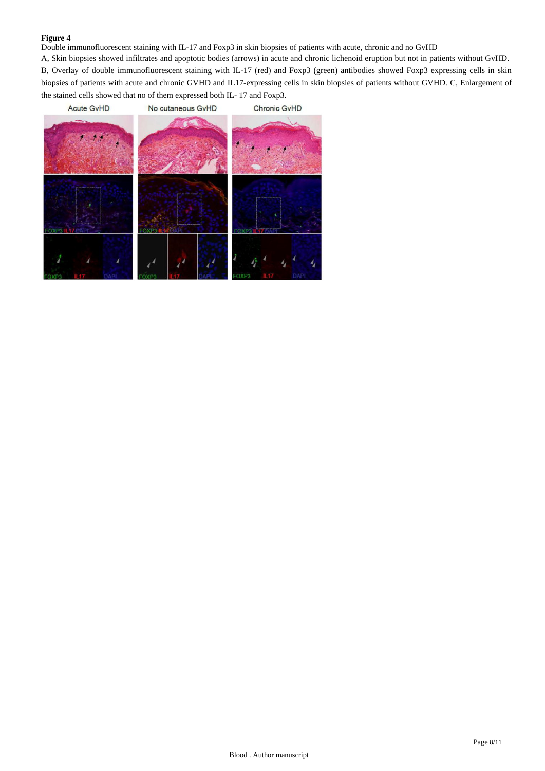**Figure 4**

Double immunofluorescent staining with IL-17 and Foxp3 in skin biopsies of patients with acute, chronic and no GvHD

A, Skin biopsies showed infiltrates and apoptotic bodies (arrows) in acute and chronic lichenoid eruption but not in patients without GvHD. B, Overlay of double immunofluorescent staining with IL-17 (red) and Foxp3 (green) antibodies showed Foxp3 expressing cells in skin biopsies of patients with acute and chronic GVHD and IL17-expressing cells in skin biopsies of patients without GVHD. C, Enlargement of the stained cells showed that no of them expressed both IL- 17 and Foxp3.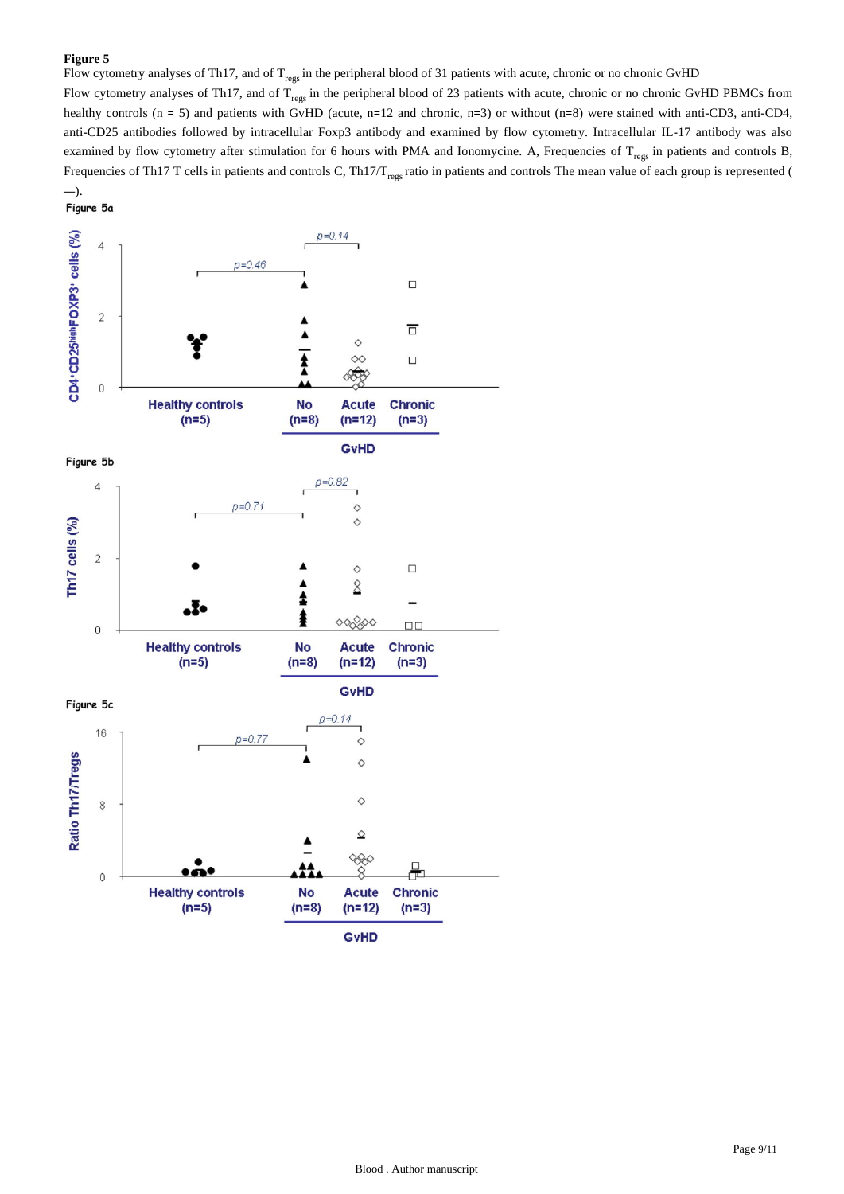**Figure 5**

Flow cytometry analyses of Th17, and of $T_{regs}$ in the peripheral blood of 31 patients with acute, chronic or no chronic GvHD

Flow cytometry analyses of Th17, and of $T_{regs}$ in the peripheral blood of 23 patients with acute, chronic or no chronic GvHD PBMCs from healthy controls (n = 5) and patients with GvHD (acute, n=12 and chronic, n=3) or without (n=8) were stained with anti-CD3, anti-CD4, anti-CD25 antibodies followed by intracellular Foxp3 antibody and examined by flow cytometry. Intracellular IL-17 antibody was also examined by flow cytometry after stimulation for 6 hours with PMA and Ionomycine. A, Frequencies of $T_{regs}$ in patients and controls B, Frequencies of Th17 T cells in patients and controls C, Th17/$T_{regs}$ ratio in patients and controls The mean value of each group is represented (—).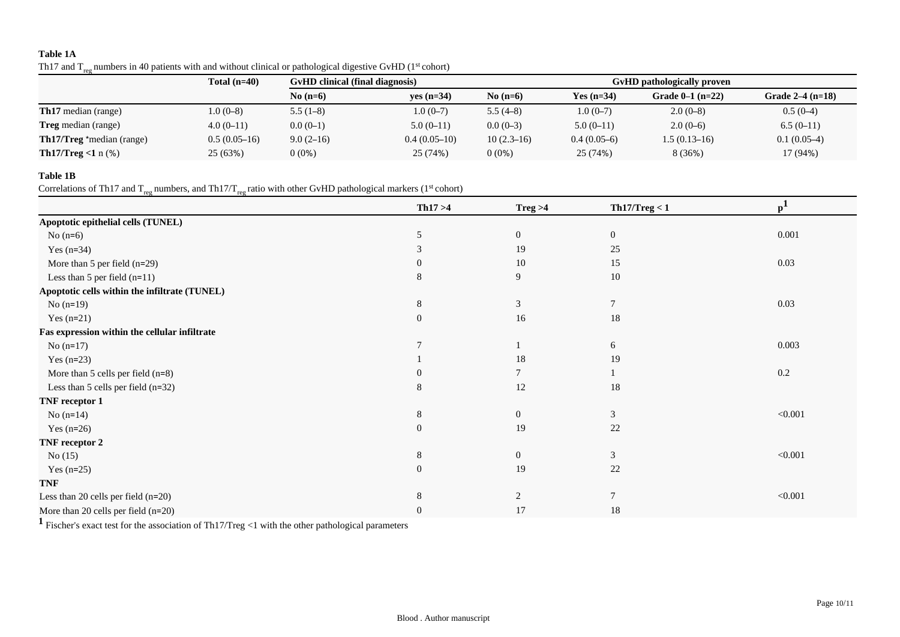**Table 1A**

Th17 and $T_{reg}$ numbers in 40 patients with and without clinical or pathological digestive GvHD (1st cohort)

| | Total (n=40) | GvHD clinical (final diagnosis) | | GvHD pathologically proven | | | |
|---|---|---|---|---|---|---|---|
| | | No (n=6) | yes (n=34) | No (n=6) | Yes (n=34) | Grade 0–1 (n=22) | Grade 2–4 (n=18) |
| **Th17** median (range) | 1.0 (0–8) | 5.5 (1–8) | 1.0 (0–7) | 5.5 (4–8) | 1.0 (0–7) | 2.0 (0–8) | 0.5 (0–4) |
| **Treg** median (range) | 4.0 (0–11) | 0.0 (0–1) | 5.0 (0–11) | 0.0 (0–3) | 5.0 (0–11) | 2.0 (0–6) | 6.5 (0–11) |
| **Th17/Treg** *median (range) | 0.5 (0.05–16) | 9.0 (2–16) | 0.4 (0.05–10) | 10 (2.3–16) | 0.4 (0.05–6) | 1.5 (0.13–16) | 0.1 (0.05–4) |
| **Th17/Treg <1** n (%) | 25 (63%) | 0 (0%) | 25 (74%) | 0 (0%) | 25 (74%) | 8 (36%) | 17 (94%) |

**Table 1B**

Correlations of Th17 and $T_{reg}$ numbers, and Th17/$T_{reg}$ ratio with other GvHD pathological markers (1st cohort)

| | Th17 >4 | Treg >4 | Th17/Treg < 1 | p[1] |
|---|---|---|---|---|
| **Apoptotic epithelial cells (TUNEL)** | | | | |
| No (n=6) | 5 | 0 | 0 | 0.001 |
| Yes (n=34) | 3 | 19 | 25 | |
| More than 5 per field (n=29) | 0 | 10 | 15 | 0.03 |
| Less than 5 per field (n=11) | 8 | 9 | 10 | |
| **Apoptotic cells within the infiltrate (TUNEL)** | | | | |
| No (n=19) | 8 | 3 | 7 | 0.03 |
| Yes (n=21) | 0 | 16 | 18 | |
| **Fas expression within the cellular infiltrate** | | | | |
| No (n=17) | 7 | 1 | 6 | 0.003 |
| Yes (n=23) | 1 | 18 | 19 | |
| More than 5 cells per field (n=8) | 0 | 7 | 1 | 0.2 |
| Less than 5 cells per field (n=32) | 8 | 12 | 18 | |
| **TNF receptor 1** | | | | |
| No (n=14) | 8 | 0 | 3 | <0.001 |
| Yes (n=26) | 0 | 19 | 22 | |
| **TNF receptor 2** | | | | |
| No (15) | 8 | 0 | 3 | <0.001 |
| Yes (n=25) | 0 | 19 | 22 | |
| **TNF** | | | | |
| Less than 20 cells per field (n=20) | 8 | 2 | 7 | <0.001 |
| More than 20 cells per field (n=20) | 0 | 17 | 18 | |

[1] Fischer's exact test for the association of Th17/Treg <1 with the other pathological parameters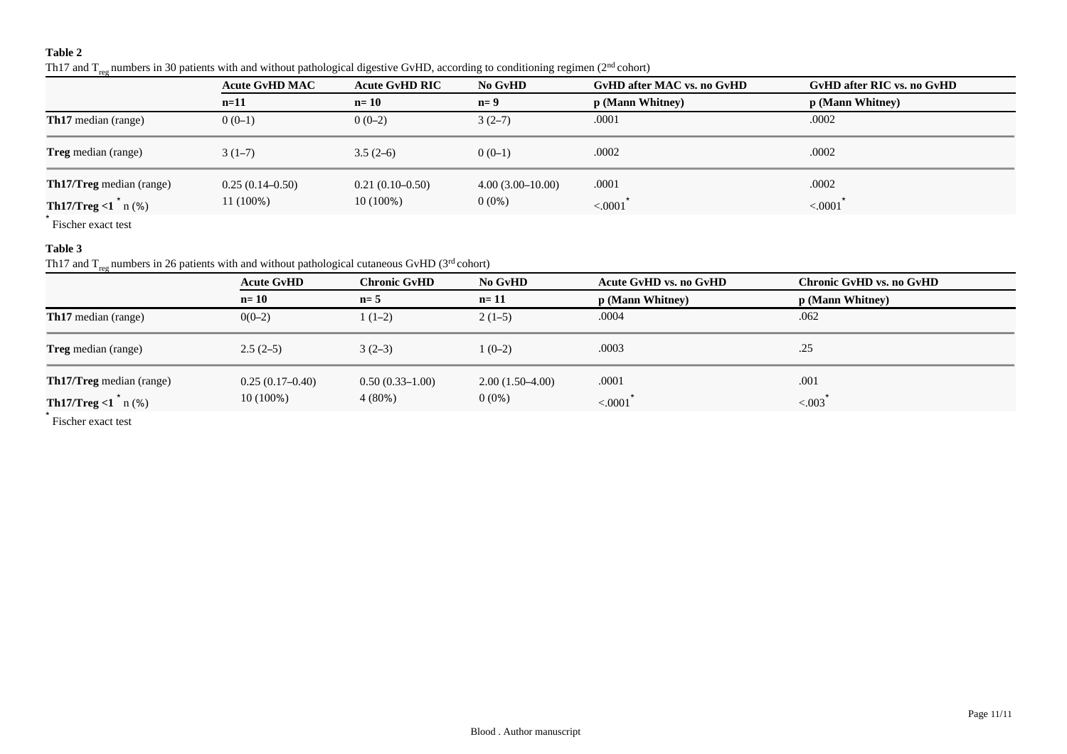**Table 2**

Th17 and $T_{reg}$ numbers in 30 patients with and without pathological digestive GvHD, according to conditioning regimen (2[nd] cohort)

| | Acute GvHD MAC | Acute GvHD RIC | No GvHD | GvHD after MAC vs. no GvHD | GvHD after RIC vs. no GvHD |
|---|---|---|---|---|---|
| | n=11 | n= 10 | n= 9 | p (Mann Whitney) | p (Mann Whitney) |
| **Th17** median (range) | 0 (0–1) | 0 (0–2) | 3 (2–7) | .0001 | .0002 |
| **Treg** median (range) | 3 (1–7) | 3.5 (2–6) | 0 (0–1) | .0002 | .0002 |
| **Th17/Treg** median (range) | 0.25 (0.14–0.50) | 0.21 (0.10–0.50) | 4.00 (3.00–10.00) | .0001 | .0002 |
| **Th17/Treg <1** * n (%) | 11 (100%) | 10 (100%) | 0 (0%) | <.0001* | <.0001* |

* Fischer exact test

**Table 3**

Th17 and $T_{reg}$ numbers in 26 patients with and without pathological cutaneous GvHD (3[rd] cohort)

| | Acute GvHD | Chronic GvHD | No GvHD | Acute GvHD vs. no GvHD | Chronic GvHD vs. no GvHD |
|---|---|---|---|---|---|
| | n= 10 | n= 5 | n= 11 | p (Mann Whitney) | p (Mann Whitney) |
| **Th17** median (range) | 0(0–2) | 1 (1–2) | 2 (1–5) | .0004 | .062 |
| **Treg** median (range) | 2.5 (2–5) | 3 (2–3) | 1 (0–2) | .0003 | .25 |
| **Th17/Treg** median (range) | 0.25 (0.17–0.40) | 0.50 (0.33–1.00) | 2.00 (1.50–4.00) | .0001 | .001 |
| **Th17/Treg <1** * n (%) | 10 (100%) | 4 (80%) | 0 (0%) | <.0001* | <.003* |

* Fischer exact test